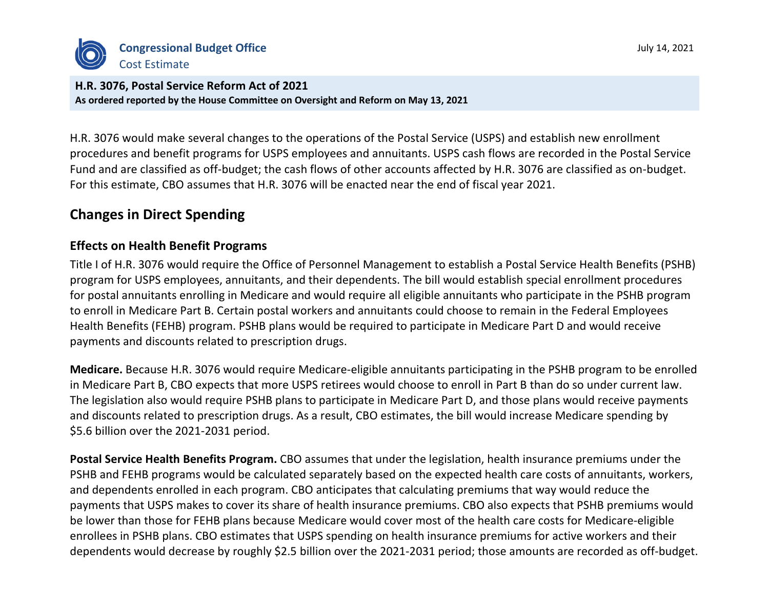**Congressional Budget Office**
Cost Estimate

July 14, 2021

**H.R. 3076, Postal Service Reform Act of 2021**
**As ordered reported by the House Committee on Oversight and Reform on May 13, 2021**

H.R. 3076 would make several changes to the operations of the Postal Service (USPS) and establish new enrollment procedures and benefit programs for USPS employees and annuitants. USPS cash flows are recorded in the Postal Service Fund and are classified as off-budget; the cash flows of other accounts affected by H.R. 3076 are classified as on-budget. For this estimate, CBO assumes that H.R. 3076 will be enacted near the end of fiscal year 2021.

## Changes in Direct Spending

### Effects on Health Benefit Programs

Title I of H.R. 3076 would require the Office of Personnel Management to establish a Postal Service Health Benefits (PSHB) program for USPS employees, annuitants, and their dependents. The bill would establish special enrollment procedures for postal annuitants enrolling in Medicare and would require all eligible annuitants who participate in the PSHB program to enroll in Medicare Part B. Certain postal workers and annuitants could choose to remain in the Federal Employees Health Benefits (FEHB) program. PSHB plans would be required to participate in Medicare Part D and would receive payments and discounts related to prescription drugs.

**Medicare.** Because H.R. 3076 would require Medicare-eligible annuitants participating in the PSHB program to be enrolled in Medicare Part B, CBO expects that more USPS retirees would choose to enroll in Part B than do so under current law. The legislation also would require PSHB plans to participate in Medicare Part D, and those plans would receive payments and discounts related to prescription drugs. As a result, CBO estimates, the bill would increase Medicare spending by $5.6 billion over the 2021-2031 period.

**Postal Service Health Benefits Program.** CBO assumes that under the legislation, health insurance premiums under the PSHB and FEHB programs would be calculated separately based on the expected health care costs of annuitants, workers, and dependents enrolled in each program. CBO anticipates that calculating premiums that way would reduce the payments that USPS makes to cover its share of health insurance premiums. CBO also expects that PSHB premiums would be lower than those for FEHB plans because Medicare would cover most of the health care costs for Medicare-eligible enrollees in PSHB plans. CBO estimates that USPS spending on health insurance premiums for active workers and their dependents would decrease by roughly $2.5 billion over the 2021-2031 period; those amounts are recorded as off-budget.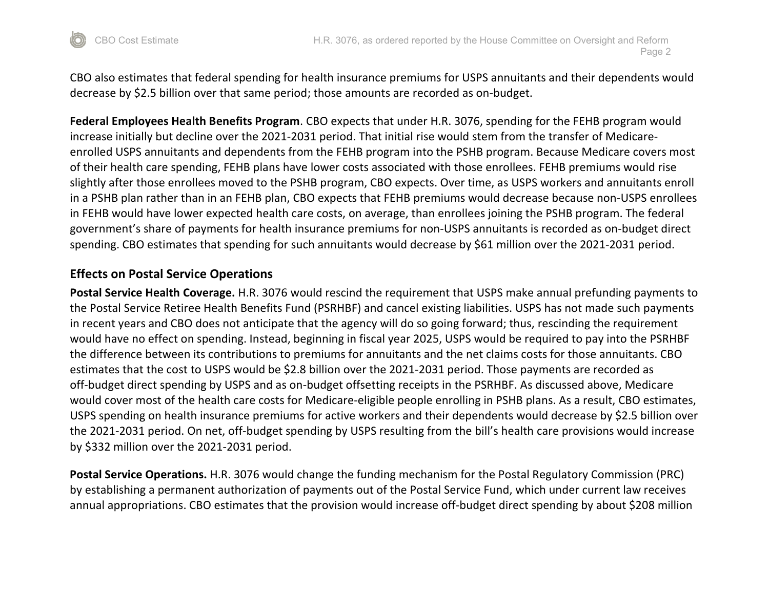CBO also estimates that federal spending for health insurance premiums for USPS annuitants and their dependents would decrease by $2.5 billion over that same period; those amounts are recorded as on-budget.

**Federal Employees Health Benefits Program**. CBO expects that under H.R. 3076, spending for the FEHB program would increase initially but decline over the 2021-2031 period. That initial rise would stem from the transfer of Medicare-enrolled USPS annuitants and dependents from the FEHB program into the PSHB program. Because Medicare covers most of their health care spending, FEHB plans have lower costs associated with those enrollees. FEHB premiums would rise slightly after those enrollees moved to the PSHB program, CBO expects. Over time, as USPS workers and annuitants enroll in a PSHB plan rather than in an FEHB plan, CBO expects that FEHB premiums would decrease because non-USPS enrollees in FEHB would have lower expected health care costs, on average, than enrollees joining the PSHB program. The federal government's share of payments for health insurance premiums for non-USPS annuitants is recorded as on-budget direct spending. CBO estimates that spending for such annuitants would decrease by $61 million over the 2021-2031 period.

## Effects on Postal Service Operations

**Postal Service Health Coverage.** H.R. 3076 would rescind the requirement that USPS make annual prefunding payments to the Postal Service Retiree Health Benefits Fund (PSRHBF) and cancel existing liabilities. USPS has not made such payments in recent years and CBO does not anticipate that the agency will do so going forward; thus, rescinding the requirement would have no effect on spending. Instead, beginning in fiscal year 2025, USPS would be required to pay into the PSRHBF the difference between its contributions to premiums for annuitants and the net claims costs for those annuitants. CBO estimates that the cost to USPS would be $2.8 billion over the 2021-2031 period. Those payments are recorded as off-budget direct spending by USPS and as on-budget offsetting receipts in the PSRHBF. As discussed above, Medicare would cover most of the health care costs for Medicare-eligible people enrolling in PSHB plans. As a result, CBO estimates, USPS spending on health insurance premiums for active workers and their dependents would decrease by $2.5 billion over the 2021-2031 period. On net, off-budget spending by USPS resulting from the bill's health care provisions would increase by $332 million over the 2021-2031 period.

**Postal Service Operations.** H.R. 3076 would change the funding mechanism for the Postal Regulatory Commission (PRC) by establishing a permanent authorization of payments out of the Postal Service Fund, which under current law receives annual appropriations. CBO estimates that the provision would increase off-budget direct spending by about $208 million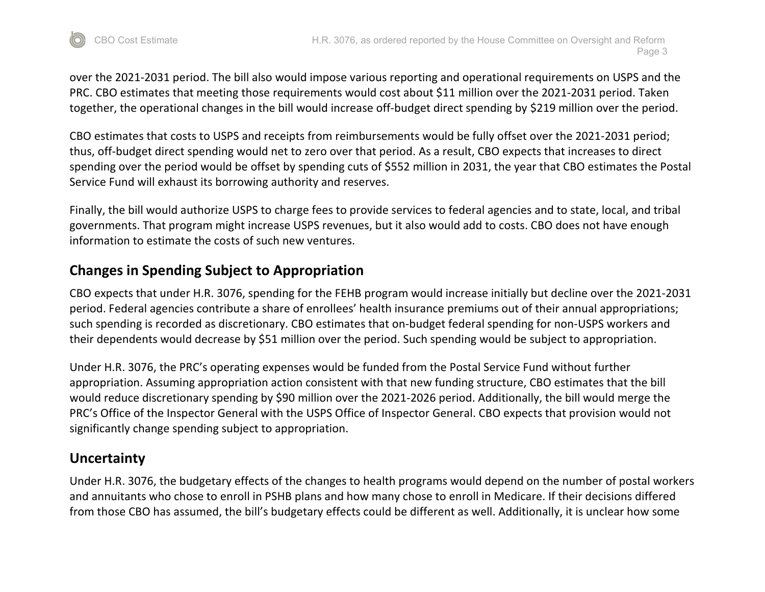over the 2021-2031 period. The bill also would impose various reporting and operational requirements on USPS and the PRC. CBO estimates that meeting those requirements would cost about $11 million over the 2021-2031 period. Taken together, the operational changes in the bill would increase off-budget direct spending by $219 million over the period.

CBO estimates that costs to USPS and receipts from reimbursements would be fully offset over the 2021-2031 period; thus, off-budget direct spending would net to zero over that period. As a result, CBO expects that increases to direct spending over the period would be offset by spending cuts of $552 million in 2031, the year that CBO estimates the Postal Service Fund will exhaust its borrowing authority and reserves.

Finally, the bill would authorize USPS to charge fees to provide services to federal agencies and to state, local, and tribal governments. That program might increase USPS revenues, but it also would add to costs. CBO does not have enough information to estimate the costs of such new ventures.

## Changes in Spending Subject to Appropriation

CBO expects that under H.R. 3076, spending for the FEHB program would increase initially but decline over the 2021-2031 period. Federal agencies contribute a share of enrollees' health insurance premiums out of their annual appropriations; such spending is recorded as discretionary. CBO estimates that on-budget federal spending for non-USPS workers and their dependents would decrease by $51 million over the period. Such spending would be subject to appropriation.

Under H.R. 3076, the PRC's operating expenses would be funded from the Postal Service Fund without further appropriation. Assuming appropriation action consistent with that new funding structure, CBO estimates that the bill would reduce discretionary spending by $90 million over the 2021-2026 period. Additionally, the bill would merge the PRC's Office of the Inspector General with the USPS Office of Inspector General. CBO expects that provision would not significantly change spending subject to appropriation.

## Uncertainty

Under H.R. 3076, the budgetary effects of the changes to health programs would depend on the number of postal workers and annuitants who chose to enroll in PSHB plans and how many chose to enroll in Medicare. If their decisions differed from those CBO has assumed, the bill's budgetary effects could be different as well. Additionally, it is unclear how some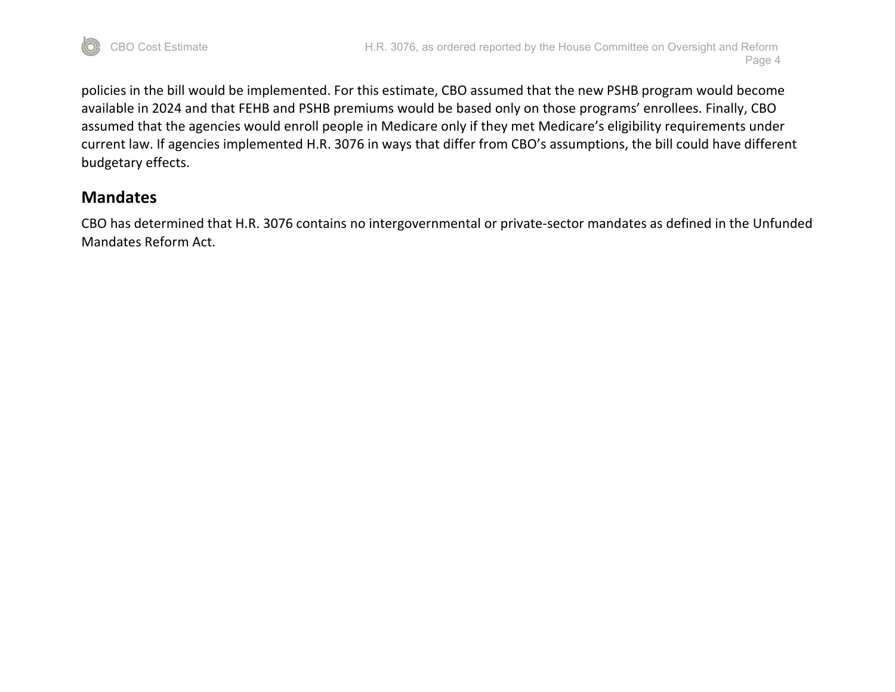policies in the bill would be implemented. For this estimate, CBO assumed that the new PSHB program would become available in 2024 and that FEHB and PSHB premiums would be based only on those programs' enrollees. Finally, CBO assumed that the agencies would enroll people in Medicare only if they met Medicare's eligibility requirements under current law. If agencies implemented H.R. 3076 in ways that differ from CBO's assumptions, the bill could have different budgetary effects.

## Mandates

CBO has determined that H.R. 3076 contains no intergovernmental or private-sector mandates as defined in the Unfunded Mandates Reform Act.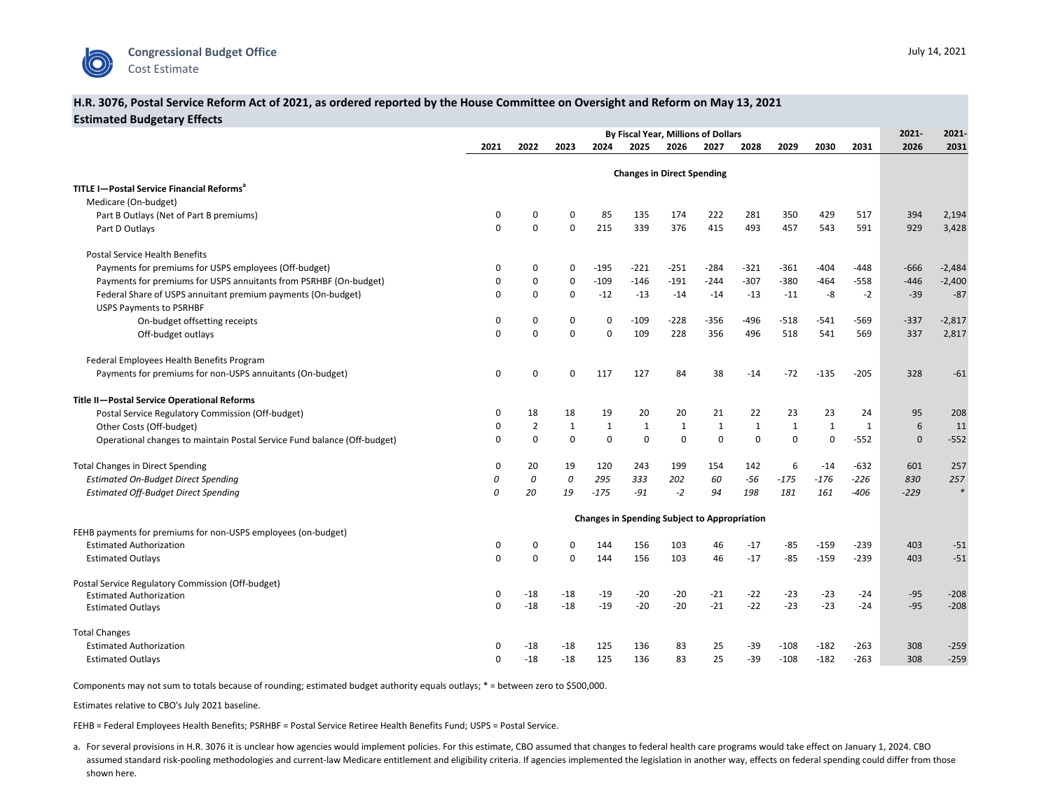Congressional Budget Office
Cost Estimate

July 14, 2021

## H.R. 3076, Postal Service Reform Act of 2021, as ordered reported by the House Committee on Oversight and Reform on May 13, 2021

### Estimated Budgetary Effects

| | By Fiscal Year, Millions of Dollars | | | | | | | | | | | | |
|---|---|---|---|---|---|---|---|---|---|---|---|---|---|
| | 2021 | 2022 | 2023 | 2024 | 2025 | 2026 | 2027 | 2028 | 2029 | 2030 | 2031 | 2021-2026 | 2021-2031 |
| | | | | | | **Changes in Direct Spending** | | | | | | | |
| **TITLE I—Postal Service Financial Reforms**[a] | | | | | | | | | | | | | |
| Medicare (On-budget) | | | | | | | | | | | | | |
| Part B Outlays (Net of Part B premiums) | 0 | 0 | 0 | 85 | 135 | 174 | 222 | 281 | 350 | 429 | 517 | 394 | 2,194 |
| Part D Outlays | 0 | 0 | 0 | 215 | 339 | 376 | 415 | 493 | 457 | 543 | 591 | 929 | 3,428 |
| Postal Service Health Benefits | | | | | | | | | | | | | |
| Payments for premiums for USPS employees (Off-budget) | 0 | 0 | 0 | -195 | -221 | -251 | -284 | -321 | -361 | -404 | -448 | -666 | -2,484 |
| Payments for premiums for USPS annuitants from PSRHBF (On-budget) | 0 | 0 | 0 | -109 | -146 | -191 | -244 | -307 | -380 | -464 | -558 | -446 | -2,400 |
| Federal Share of USPS annuitant premium payments (On-budget) | 0 | 0 | 0 | -12 | -13 | -14 | -14 | -13 | -11 | -8 | -2 | -39 | -87 |
| USPS Payments to PSRHBF | | | | | | | | | | | | | |
| On-budget offsetting receipts | 0 | 0 | 0 | 0 | -109 | -228 | -356 | -496 | -518 | -541 | -569 | -337 | -2,817 |
| Off-budget outlays | 0 | 0 | 0 | 0 | 109 | 228 | 356 | 496 | 518 | 541 | 569 | 337 | 2,817 |
| Federal Employees Health Benefits Program | | | | | | | | | | | | | |
| Payments for premiums for non-USPS annuitants (On-budget) | 0 | 0 | 0 | 117 | 127 | 84 | 38 | -14 | -72 | -135 | -205 | 328 | -61 |
| **Title II—Postal Service Operational Reforms** | | | | | | | | | | | | | |
| Postal Service Regulatory Commission (Off-budget) | 0 | 18 | 18 | 19 | 20 | 20 | 21 | 22 | 23 | 23 | 24 | 95 | 208 |
| Other Costs (Off-budget) | 0 | 2 | 1 | 1 | 1 | 1 | 1 | 1 | 1 | 1 | 1 | 6 | 11 |
| Operational changes to maintain Postal Service Fund balance (Off-budget) | 0 | 0 | 0 | 0 | 0 | 0 | 0 | 0 | 0 | 0 | -552 | 0 | -552 |
| Total Changes in Direct Spending | 0 | 20 | 19 | 120 | 243 | 199 | 154 | 142 | 6 | -14 | -632 | 601 | 257 |
| *Estimated On-Budget Direct Spending* | *0* | *0* | *0* | *295* | *333* | *202* | *60* | *-56* | *-175* | *-176* | *-226* | *830* | *257* |
| *Estimated Off-Budget Direct Spending* | *0* | *20* | *19* | *-175* | *-91* | *-2* | *94* | *198* | *181* | *161* | *-406* | *-229* | * |
| | | | | | | **Changes in Spending Subject to Appropriation** | | | | | | | |
| FEHB payments for premiums for non-USPS employees (on-budget) | | | | | | | | | | | | | |
| Estimated Authorization | 0 | 0 | 0 | 144 | 156 | 103 | 46 | -17 | -85 | -159 | -239 | 403 | -51 |
| Estimated Outlays | 0 | 0 | 0 | 144 | 156 | 103 | 46 | -17 | -85 | -159 | -239 | 403 | -51 |
| Postal Service Regulatory Commission (Off-budget) | | | | | | | | | | | | | |
| Estimated Authorization | 0 | -18 | -18 | -19 | -20 | -20 | -21 | -22 | -23 | -23 | -24 | -95 | -208 |
| Estimated Outlays | 0 | -18 | -18 | -19 | -20 | -20 | -21 | -22 | -23 | -23 | -24 | -95 | -208 |
| Total Changes | | | | | | | | | | | | | |
| Estimated Authorization | 0 | -18 | -18 | 125 | 136 | 83 | 25 | -39 | -108 | -182 | -263 | 308 | -259 |
| Estimated Outlays | 0 | -18 | -18 | 125 | 136 | 83 | 25 | -39 | -108 | -182 | -263 | 308 | -259 |

Components may not sum to totals because of rounding; estimated budget authority equals outlays; * = between zero to $500,000.

Estimates relative to CBO's July 2021 baseline.

FEHB = Federal Employees Health Benefits; PSRHBF = Postal Service Retiree Health Benefits Fund; USPS = Postal Service.

a. For several provisions in H.R. 3076 it is unclear how agencies would implement policies. For this estimate, CBO assumed that changes to federal health care programs would take effect on January 1, 2024. CBO assumed standard risk-pooling methodologies and current-law Medicare entitlement and eligibility criteria. If agencies implemented the legislation in another way, effects on federal spending could differ from those shown here.